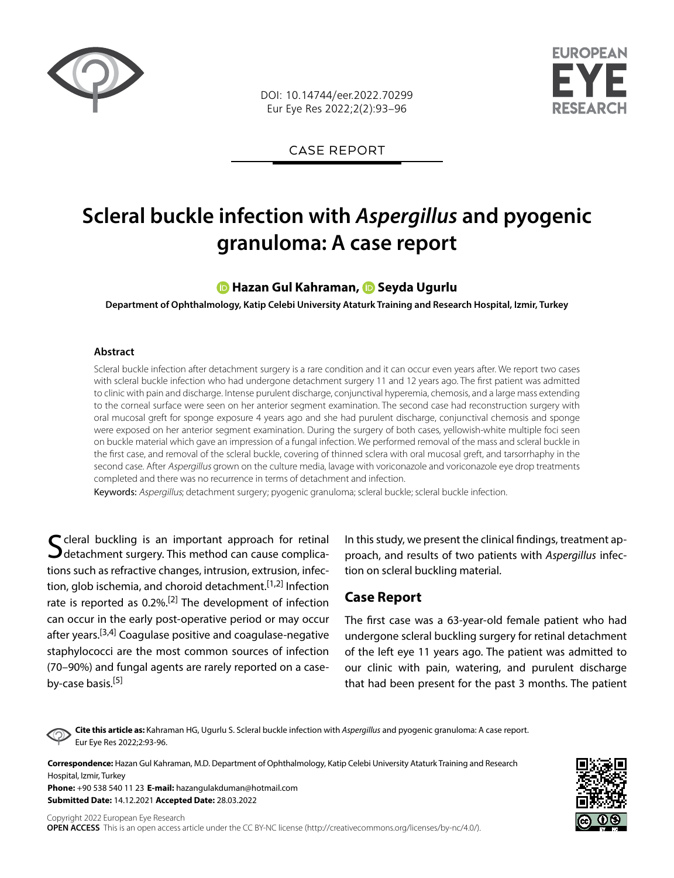DOI: 10.14744/eer.2022.70299
Eur Eye Res 2022;2(2):93–96

CASE REPORT

# Scleral buckle infection with *Aspergillus* and pyogenic granuloma: A case report

**Hazan Gul Kahraman, Seyda Ugurlu**

**Department of Ophthalmology, Katip Celebi University Ataturk Training and Research Hospital, Izmir, Turkey**

### Abstract

Scleral buckle infection after detachment surgery is a rare condition and it can occur even years after. We report two cases with scleral buckle infection who had undergone detachment surgery 11 and 12 years ago. The first patient was admitted to clinic with pain and discharge. Intense purulent discharge, conjunctival hyperemia, chemosis, and a large mass extending to the corneal surface were seen on her anterior segment examination. The second case had reconstruction surgery with oral mucosal greft for sponge exposure 4 years ago and she had purulent discharge, conjunctival chemosis and sponge were exposed on her anterior segment examination. During the surgery of both cases, yellowish-white multiple foci seen on buckle material which gave an impression of a fungal infection. We performed removal of the mass and scleral buckle in the first case, and removal of the scleral buckle, covering of thinned sclera with oral mucosal greft, and tarsorrhaphy in the second case. After *Aspergillus* grown on the culture media, lavage with voriconazole and voriconazole eye drop treatments completed and there was no recurrence in terms of detachment and infection.

Keywords: *Aspergillus*; detachment surgery; pyogenic granuloma; scleral buckle; scleral buckle infection.

Scleral buckling is an important approach for retinal detachment surgery. This method can cause complications such as refractive changes, intrusion, extrusion, infection, glob ischemia, and choroid detachment.[1,2] Infection rate is reported as 0.2%.[2] The development of infection can occur in the early post-operative period or may occur after years.[3,4] Coagulase positive and coagulase-negative staphylococci are the most common sources of infection (70–90%) and fungal agents are rarely reported on a case-by-case basis.[5]

In this study, we present the clinical findings, treatment approach, and results of two patients with *Aspergillus* infection on scleral buckling material.

## Case Report

The first case was a 63-year-old female patient who had undergone scleral buckling surgery for retinal detachment of the left eye 11 years ago. The patient was admitted to our clinic with pain, watering, and purulent discharge that had been present for the past 3 months. The patient

**Cite this article as:** Kahraman HG, Ugurlu S. Scleral buckle infection with *Aspergillus* and pyogenic granuloma: A case report. Eur Eye Res 2022;2:93-96.

**Correspondence:** Hazan Gul Kahraman, M.D. Department of Ophthalmology, Katip Celebi University Ataturk Training and Research Hospital, Izmir, Turkey
**Phone:** +90 538 540 11 23 **E-mail:** hazangulakduman@hotmail.com
**Submitted Date:** 14.12.2021 **Accepted Date:** 28.03.2022

Copyright 2022 European Eye Research
**OPEN ACCESS** This is an open access article under the CC BY-NC license (http://creativecommons.org/licenses/by-nc/4.0/).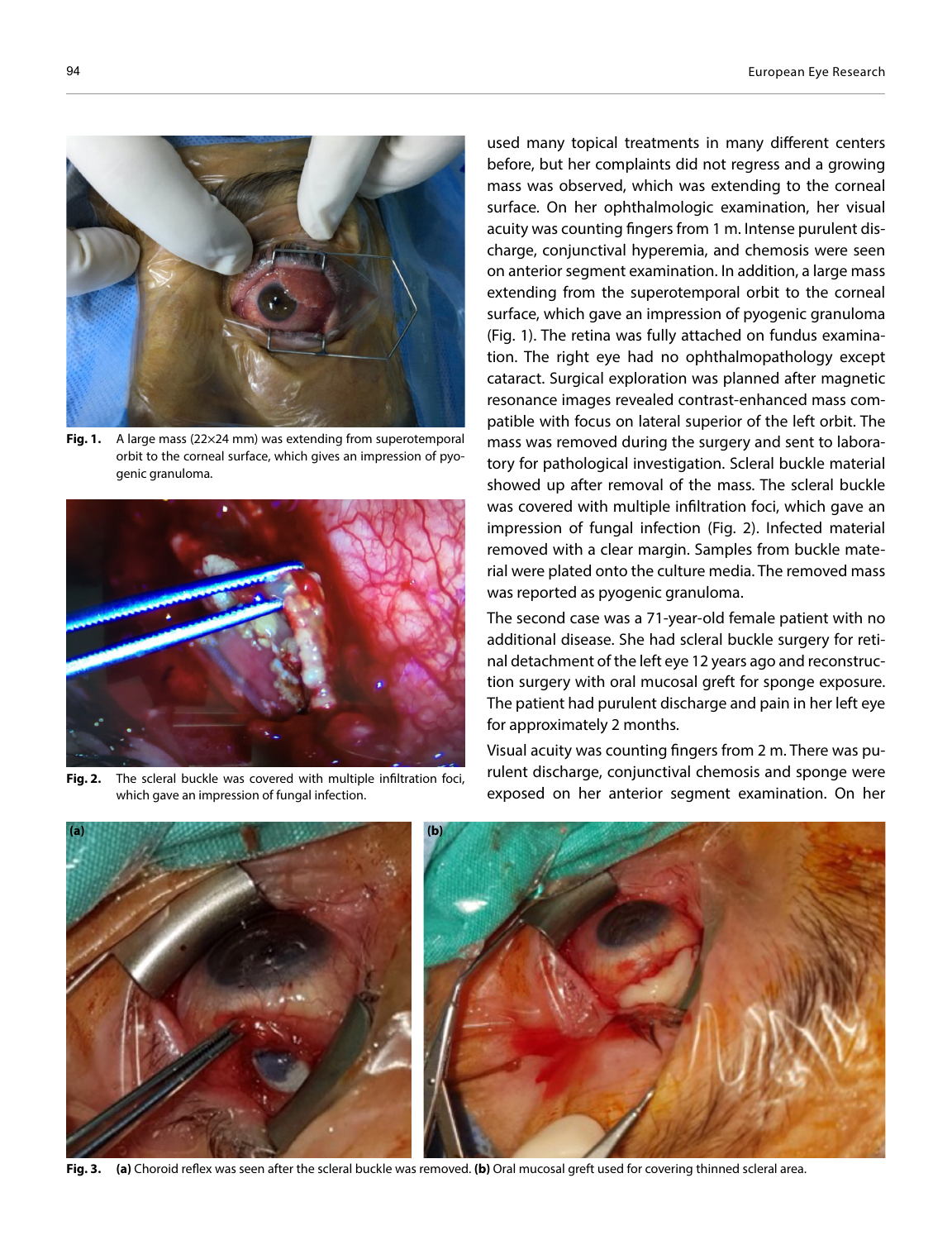Fig. 1. A large mass (22×24 mm) was extending from superotemporal orbit to the corneal surface, which gives an impression of pyogenic granuloma.

Fig. 2. The scleral buckle was covered with multiple infiltration foci, which gave an impression of fungal infection.

used many topical treatments in many different centers before, but her complaints did not regress and a growing mass was observed, which was extending to the corneal surface. On her ophthalmologic examination, her visual acuity was counting fingers from 1 m. Intense purulent discharge, conjunctival hyperemia, and chemosis were seen on anterior segment examination. In addition, a large mass extending from the superotemporal orbit to the corneal surface, which gave an impression of pyogenic granuloma (Fig. 1). The retina was fully attached on fundus examination. The right eye had no ophthalmopathology except cataract. Surgical exploration was planned after magnetic resonance images revealed contrast-enhanced mass compatible with focus on lateral superior of the left orbit. The mass was removed during the surgery and sent to laboratory for pathological investigation. Scleral buckle material showed up after removal of the mass. The scleral buckle was covered with multiple infiltration foci, which gave an impression of fungal infection (Fig. 2). Infected material removed with a clear margin. Samples from buckle material were plated onto the culture media. The removed mass was reported as pyogenic granuloma.

The second case was a 71-year-old female patient with no additional disease. She had scleral buckle surgery for retinal detachment of the left eye 12 years ago and reconstruction surgery with oral mucosal greft for sponge exposure. The patient had purulent discharge and pain in her left eye for approximately 2 months.

Visual acuity was counting fingers from 2 m. There was purulent discharge, conjunctival chemosis and sponge were exposed on her anterior segment examination. On her

Fig. 3. **(a)** Choroid reflex was seen after the scleral buckle was removed. **(b)** Oral mucosal greft used for covering thinned scleral area.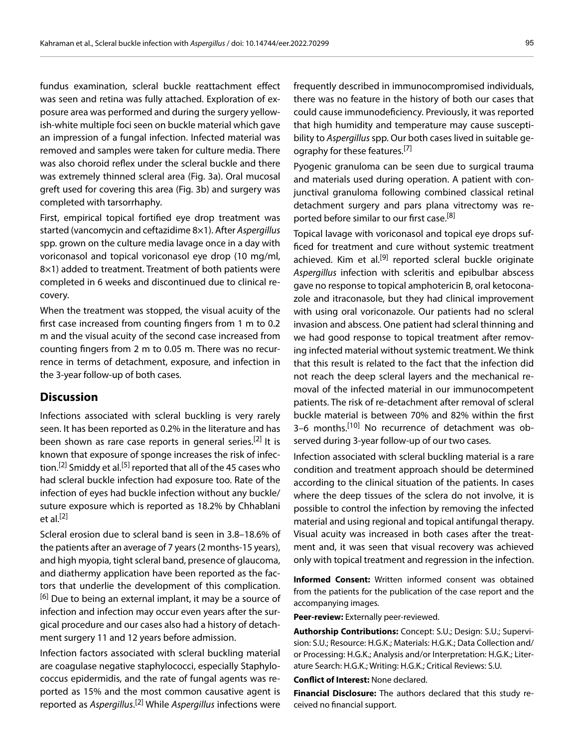fundus examination, scleral buckle reattachment effect was seen and retina was fully attached. Exploration of exposure area was performed and during the surgery yellowish-white multiple foci seen on buckle material which gave an impression of a fungal infection. Infected material was removed and samples were taken for culture media. There was also choroid reflex under the scleral buckle and there was extremely thinned scleral area (Fig. 3a). Oral mucosal greft used for covering this area (Fig. 3b) and surgery was completed with tarsorrhaphy.

First, empirical topical fortified eye drop treatment was started (vancomycin and ceftazidime 8×1). After *Aspergillus* spp. grown on the culture media lavage once in a day with voriconasol and topical voriconasol eye drop (10 mg/ml, 8×1) added to treatment. Treatment of both patients were completed in 6 weeks and discontinued due to clinical recovery.

When the treatment was stopped, the visual acuity of the first case increased from counting fingers from 1 m to 0.2 m and the visual acuity of the second case increased from counting fingers from 2 m to 0.05 m. There was no recurrence in terms of detachment, exposure, and infection in the 3-year follow-up of both cases.

## Discussion

Infections associated with scleral buckling is very rarely seen. It has been reported as 0.2% in the literature and has been shown as rare case reports in general series.[2] It is known that exposure of sponge increases the risk of infection.[2] Smiddy et al.[5] reported that all of the 45 cases who had scleral buckle infection had exposure too. Rate of the infection of eyes had buckle infection without any buckle/suture exposure which is reported as 18.2% by Chhablani et al.[2]

Scleral erosion due to scleral band is seen in 3.8–18.6% of the patients after an average of 7 years (2 months-15 years), and high myopia, tight scleral band, presence of glaucoma, and diathermy application have been reported as the factors that underlie the development of this complication.[6] Due to being an external implant, it may be a source of infection and infection may occur even years after the surgical procedure and our cases also had a history of detachment surgery 11 and 12 years before admission.

Infection factors associated with scleral buckling material are coagulase negative staphylococci, especially Staphylococcus epidermidis, and the rate of fungal agents was reported as 15% and the most common causative agent is reported as *Aspergillus*.[2] While *Aspergillus* infections were frequently described in immunocompromised individuals, there was no feature in the history of both our cases that could cause immunodeficiency. Previously, it was reported that high humidity and temperature may cause susceptibility to *Aspergillus* spp. Our both cases lived in suitable geography for these features.[7]

Pyogenic granuloma can be seen due to surgical trauma and materials used during operation. A patient with conjunctival granuloma following combined classical retinal detachment surgery and pars plana vitrectomy was reported before similar to our first case.[8]

Topical lavage with voriconasol and topical eye drops sufficed for treatment and cure without systemic treatment achieved. Kim et al.[9] reported scleral buckle originate *Aspergillus* infection with scleritis and epibulbar abscess gave no response to topical amphotericin B, oral ketoconazole and itraconasole, but they had clinical improvement with using oral voriconazole. Our patients had no scleral invasion and abscess. One patient had scleral thinning and we had good response to topical treatment after removing infected material without systemic treatment. We think that this result is related to the fact that the infection did not reach the deep scleral layers and the mechanical removal of the infected material in our immunocompetent patients. The risk of re-detachment after removal of scleral buckle material is between 70% and 82% within the first 3–6 months.[10] No recurrence of detachment was observed during 3-year follow-up of our two cases.

Infection associated with scleral buckling material is a rare condition and treatment approach should be determined according to the clinical situation of the patients. In cases where the deep tissues of the sclera do not involve, it is possible to control the infection by removing the infected material and using regional and topical antifungal therapy. Visual acuity was increased in both cases after the treatment and, it was seen that visual recovery was achieved only with topical treatment and regression in the infection.

**Informed Consent:** Written informed consent was obtained from the patients for the publication of the case report and the accompanying images.

**Peer-review:** Externally peer-reviewed.

**Authorship Contributions:** Concept: S.U.; Design: S.U.; Supervision: S.U.; Resource: H.G.K.; Materials: H.G.K.; Data Collection and/or Processing: H.G.K.; Analysis and/or Interpretation: H.G.K.; Literature Search: H.G.K.; Writing: H.G.K.; Critical Reviews: S.U.

**Conflict of Interest:** None declared.

**Financial Disclosure:** The authors declared that this study received no financial support.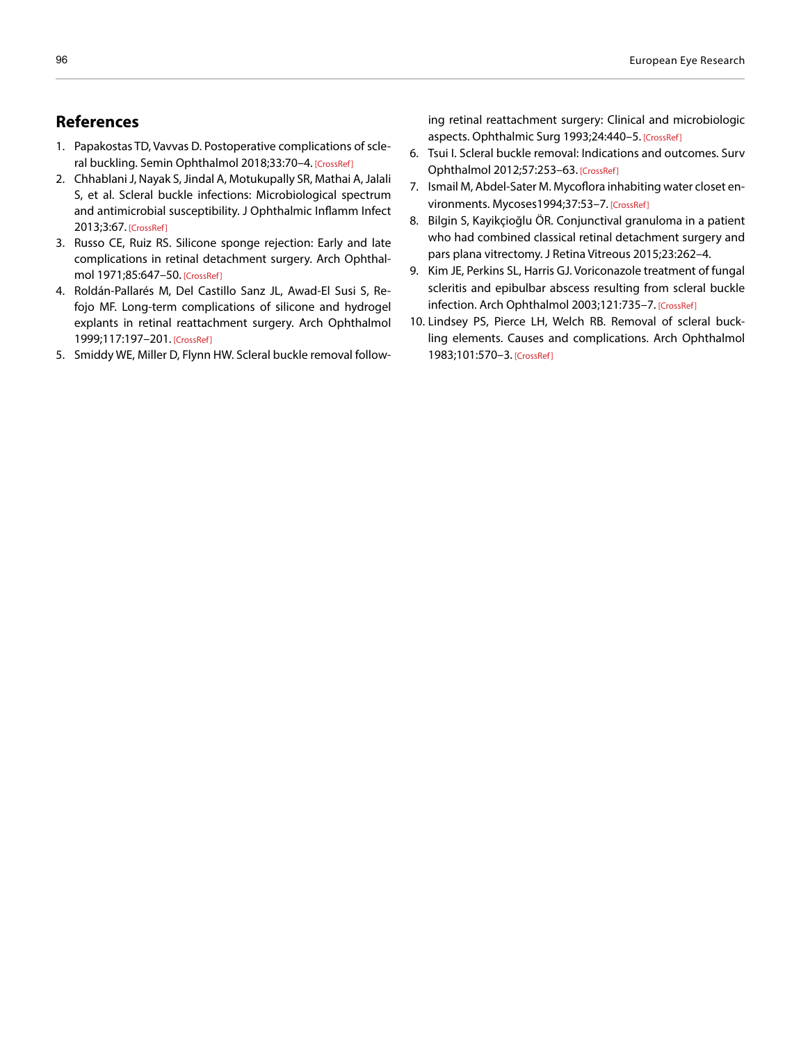## References

1. Papakostas TD, Vavvas D. Postoperative complications of scleral buckling. Semin Ophthalmol 2018;33:70–4. [CrossRef]
2. Chhablani J, Nayak S, Jindal A, Motukupally SR, Mathai A, Jalali S, et al. Scleral buckle infections: Microbiological spectrum and antimicrobial susceptibility. J Ophthalmic Inflamm Infect 2013;3:67. [CrossRef]
3. Russo CE, Ruiz RS. Silicone sponge rejection: Early and late complications in retinal detachment surgery. Arch Ophthalmol 1971;85:647–50. [CrossRef]
4. Roldán-Pallarés M, Del Castillo Sanz JL, Awad-El Susi S, Refojo MF. Long-term complications of silicone and hydrogel explants in retinal reattachment surgery. Arch Ophthalmol 1999;117:197–201. [CrossRef]
5. Smiddy WE, Miller D, Flynn HW. Scleral buckle removal following retinal reattachment surgery: Clinical and microbiologic aspects. Ophthalmic Surg 1993;24:440–5. [CrossRef]
6. Tsui I. Scleral buckle removal: Indications and outcomes. Surv Ophthalmol 2012;57:253–63. [CrossRef]
7. Ismail M, Abdel-Sater M. Mycoflora inhabiting water closet environments. Mycoses1994;37:53–7. [CrossRef]
8. Bilgin S, Kayikçioğlu ÖR. Conjunctival granuloma in a patient who had combined classical retinal detachment surgery and pars plana vitrectomy. J Retina Vitreous 2015;23:262–4.
9. Kim JE, Perkins SL, Harris GJ. Voriconazole treatment of fungal scleritis and epibulbar abscess resulting from scleral buckle infection. Arch Ophthalmol 2003;121:735–7. [CrossRef]
10. Lindsey PS, Pierce LH, Welch RB. Removal of scleral buckling elements. Causes and complications. Arch Ophthalmol 1983;101:570–3. [CrossRef]